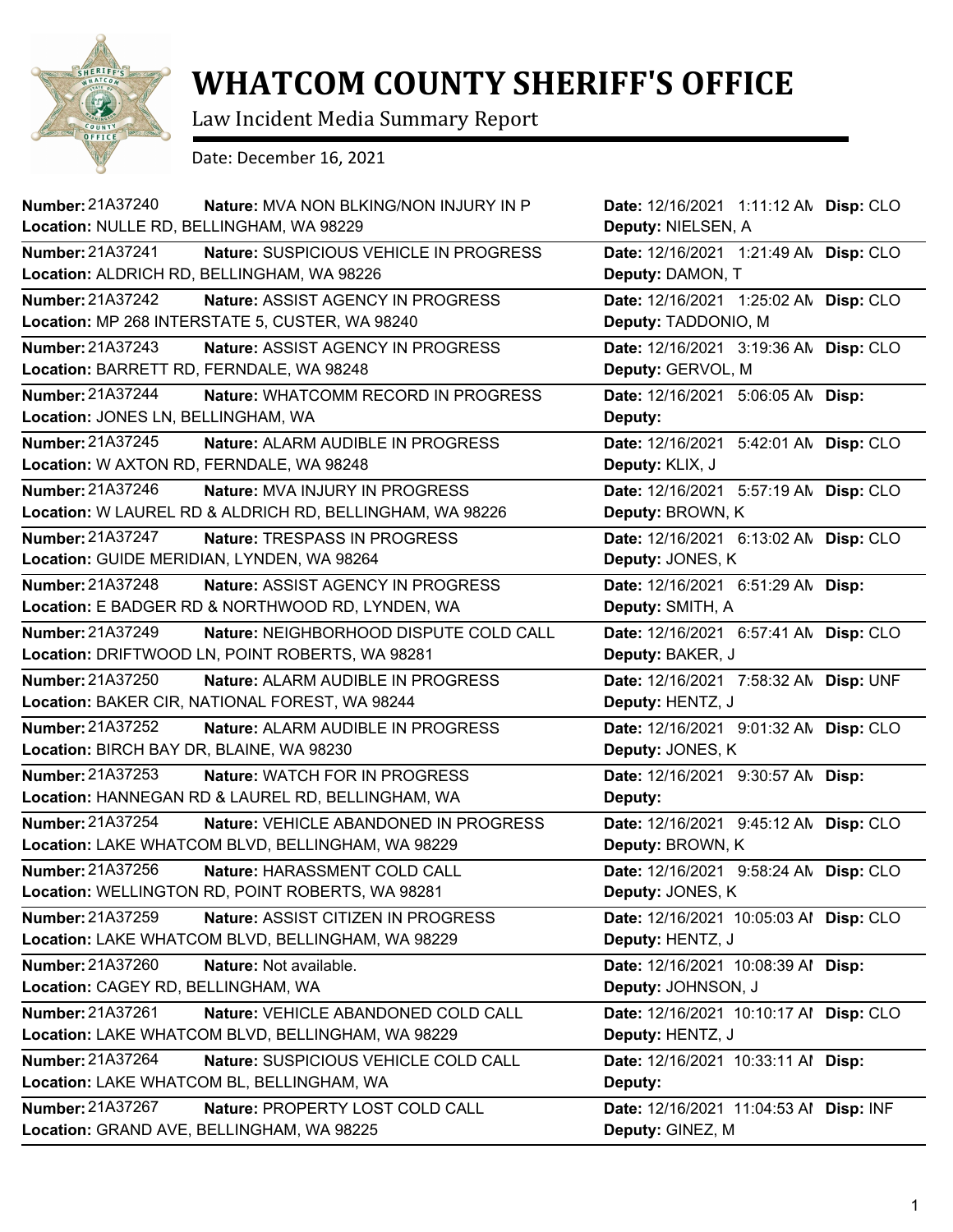# WHATCOM COUNTY SHERIFF'S OFFICE

Law Incident Media Summary Report

Date: December 16, 2021

| Number | Nature | Location | Date | Deputy | Disp |
|---|---|---|---|---|---|
| 21A37240 | MVA NON BLKING/NON INJURY IN P | NULLE RD, BELLINGHAM, WA 98229 | 12/16/2021 1:11:12 AM | NIELSEN, A | CLO |
| 21A37241 | SUSPICIOUS VEHICLE IN PROGRESS | ALDRICH RD, BELLINGHAM, WA 98226 | 12/16/2021 1:21:49 AM | DAMON, T | CLO |
| 21A37242 | ASSIST AGENCY IN PROGRESS | MP 268 INTERSTATE 5, CUSTER, WA 98240 | 12/16/2021 1:25:02 AM | TADDONIO, M | CLO |
| 21A37243 | ASSIST AGENCY IN PROGRESS | BARRETT RD, FERNDALE, WA 98248 | 12/16/2021 3:19:36 AM | GERVOL, M | CLO |
| 21A37244 | WHATCOMM RECORD IN PROGRESS | JONES LN, BELLINGHAM, WA | 12/16/2021 5:06:05 AM | | |
| 21A37245 | ALARM AUDIBLE IN PROGRESS | W AXTON RD, FERNDALE, WA 98248 | 12/16/2021 5:42:01 AM | KLIX, J | CLO |
| 21A37246 | MVA INJURY IN PROGRESS | W LAUREL RD & ALDRICH RD, BELLINGHAM, WA 98226 | 12/16/2021 5:57:19 AM | BROWN, K | CLO |
| 21A37247 | TRESPASS IN PROGRESS | GUIDE MERIDIAN, LYNDEN, WA 98264 | 12/16/2021 6:13:02 AM | JONES, K | CLO |
| 21A37248 | ASSIST AGENCY IN PROGRESS | E BADGER RD & NORTHWOOD RD, LYNDEN, WA | 12/16/2021 6:51:29 AM | SMITH, A | |
| 21A37249 | NEIGHBORHOOD DISPUTE COLD CALL | DRIFTWOOD LN, POINT ROBERTS, WA 98281 | 12/16/2021 6:57:41 AM | BAKER, J | CLO |
| 21A37250 | ALARM AUDIBLE IN PROGRESS | BAKER CIR, NATIONAL FOREST, WA 98244 | 12/16/2021 7:58:32 AM | HENTZ, J | UNF |
| 21A37252 | ALARM AUDIBLE IN PROGRESS | BIRCH BAY DR, BLAINE, WA 98230 | 12/16/2021 9:01:32 AM | JONES, K | CLO |
| 21A37253 | WATCH FOR IN PROGRESS | HANNEGAN RD & LAUREL RD, BELLINGHAM, WA | 12/16/2021 9:30:57 AM | | |
| 21A37254 | VEHICLE ABANDONED IN PROGRESS | LAKE WHATCOM BLVD, BELLINGHAM, WA 98229 | 12/16/2021 9:45:12 AM | BROWN, K | CLO |
| 21A37256 | HARASSMENT COLD CALL | WELLINGTON RD, POINT ROBERTS, WA 98281 | 12/16/2021 9:58:24 AM | JONES, K | CLO |
| 21A37259 | ASSIST CITIZEN IN PROGRESS | LAKE WHATCOM BLVD, BELLINGHAM, WA 98229 | 12/16/2021 10:05:03 AM | HENTZ, J | CLO |
| 21A37260 | Not available. | CAGEY RD, BELLINGHAM, WA | 12/16/2021 10:08:39 AM | JOHNSON, J | |
| 21A37261 | VEHICLE ABANDONED COLD CALL | LAKE WHATCOM BLVD, BELLINGHAM, WA 98229 | 12/16/2021 10:10:17 AM | HENTZ, J | CLO |
| 21A37264 | SUSPICIOUS VEHICLE COLD CALL | LAKE WHATCOM BL, BELLINGHAM, WA | 12/16/2021 10:33:11 AM | | |
| 21A37267 | PROPERTY LOST COLD CALL | GRAND AVE, BELLINGHAM, WA 98225 | 12/16/2021 11:04:53 AM | GINEZ, M | INF |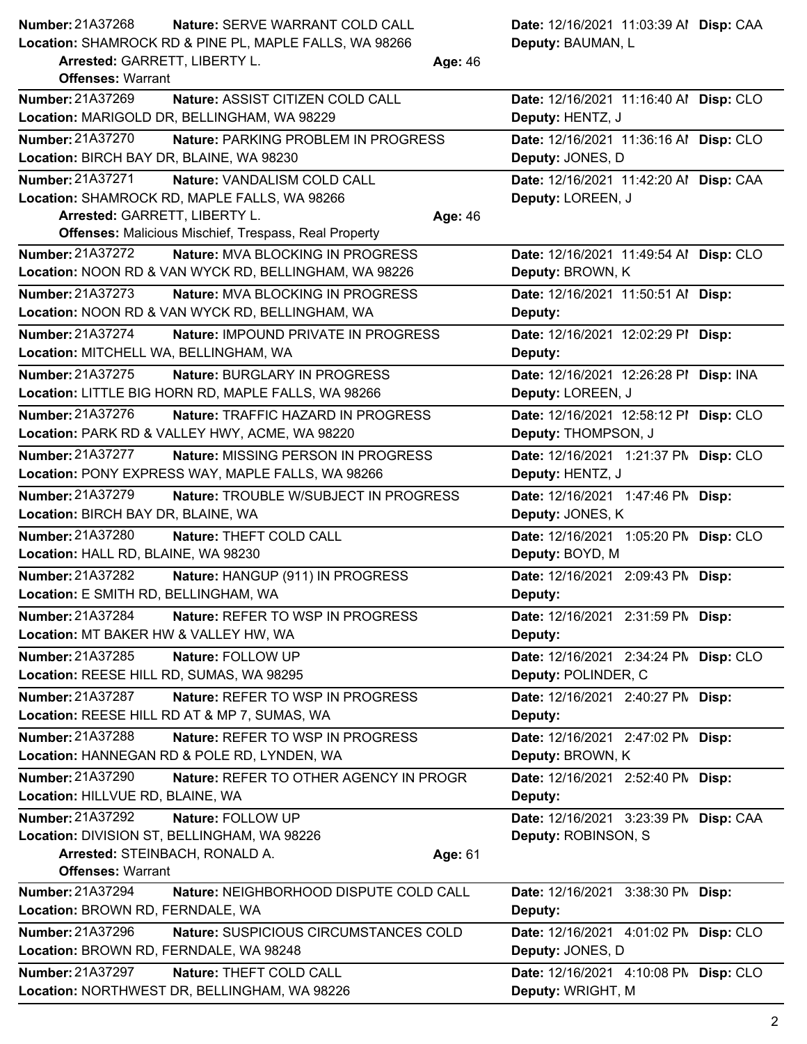**Number:** 21A37268 **Nature:** SERVE WARRANT COLD CALL **Date:** 12/16/2021 11:03:39 AM **Disp:** CAA
**Location:** SHAMROCK RD & PINE PL, MAPLE FALLS, WA 98266 **Deputy:** BAUMAN, L
**Arrested:** GARRETT, LIBERTY L. **Age:** 46
**Offenses:** Warrant

---

**Number:** 21A37269 **Nature:** ASSIST CITIZEN COLD CALL **Date:** 12/16/2021 11:16:40 AM **Disp:** CLO
**Location:** MARIGOLD DR, BELLINGHAM, WA 98229 **Deputy:** HENTZ, J

---

**Number:** 21A37270 **Nature:** PARKING PROBLEM IN PROGRESS **Date:** 12/16/2021 11:36:16 AM **Disp:** CLO
**Location:** BIRCH BAY DR, BLAINE, WA 98230 **Deputy:** JONES, D

---

**Number:** 21A37271 **Nature:** VANDALISM COLD CALL **Date:** 12/16/2021 11:42:20 AM **Disp:** CAA
**Location:** SHAMROCK RD, MAPLE FALLS, WA 98266 **Deputy:** LOREEN, J
**Arrested:** GARRETT, LIBERTY L. **Age:** 46
**Offenses:** Malicious Mischief, Trespass, Real Property

---

**Number:** 21A37272 **Nature:** MVA BLOCKING IN PROGRESS **Date:** 12/16/2021 11:49:54 AM **Disp:** CLO
**Location:** NOON RD & VAN WYCK RD, BELLINGHAM, WA 98226 **Deputy:** BROWN, K

---

**Number:** 21A37273 **Nature:** MVA BLOCKING IN PROGRESS **Date:** 12/16/2021 11:50:51 AM **Disp:**
**Location:** NOON RD & VAN WYCK RD, BELLINGHAM, WA **Deputy:**

---

**Number:** 21A37274 **Nature:** IMPOUND PRIVATE IN PROGRESS **Date:** 12/16/2021 12:02:29 PM **Disp:**
**Location:** MITCHELL WA, BELLINGHAM, WA **Deputy:**

---

**Number:** 21A37275 **Nature:** BURGLARY IN PROGRESS **Date:** 12/16/2021 12:26:28 PM **Disp:** INA
**Location:** LITTLE BIG HORN RD, MAPLE FALLS, WA 98266 **Deputy:** LOREEN, J

---

**Number:** 21A37276 **Nature:** TRAFFIC HAZARD IN PROGRESS **Date:** 12/16/2021 12:58:12 PM **Disp:** CLO
**Location:** PARK RD & VALLEY HWY, ACME, WA 98220 **Deputy:** THOMPSON, J

---

**Number:** 21A37277 **Nature:** MISSING PERSON IN PROGRESS **Date:** 12/16/2021 1:21:37 PM **Disp:** CLO
**Location:** PONY EXPRESS WAY, MAPLE FALLS, WA 98266 **Deputy:** HENTZ, J

---

**Number:** 21A37279 **Nature:** TROUBLE W/SUBJECT IN PROGRESS **Date:** 12/16/2021 1:47:46 PM **Disp:**
**Location:** BIRCH BAY DR, BLAINE, WA **Deputy:** JONES, K

---

**Number:** 21A37280 **Nature:** THEFT COLD CALL **Date:** 12/16/2021 1:05:20 PM **Disp:** CLO
**Location:** HALL RD, BLAINE, WA 98230 **Deputy:** BOYD, M

---

**Number:** 21A37282 **Nature:** HANGUP (911) IN PROGRESS **Date:** 12/16/2021 2:09:43 PM **Disp:**
**Location:** E SMITH RD, BELLINGHAM, WA **Deputy:**

---

**Number:** 21A37284 **Nature:** REFER TO WSP IN PROGRESS **Date:** 12/16/2021 2:31:59 PM **Disp:**
**Location:** MT BAKER HW & VALLEY HW, WA **Deputy:**

---

**Number:** 21A37285 **Nature:** FOLLOW UP **Date:** 12/16/2021 2:34:24 PM **Disp:** CLO
**Location:** REESE HILL RD, SUMAS, WA 98295 **Deputy:** POLINDER, C

---

**Number:** 21A37287 **Nature:** REFER TO WSP IN PROGRESS **Date:** 12/16/2021 2:40:27 PM **Disp:**
**Location:** REESE HILL RD AT & MP 7, SUMAS, WA **Deputy:**

---

**Number:** 21A37288 **Nature:** REFER TO WSP IN PROGRESS **Date:** 12/16/2021 2:47:02 PM **Disp:**
**Location:** HANNEGAN RD & POLE RD, LYNDEN, WA **Deputy:** BROWN, K

---

**Number:** 21A37290 **Nature:** REFER TO OTHER AGENCY IN PROGR **Date:** 12/16/2021 2:52:40 PM **Disp:**
**Location:** HILLVUE RD, BLAINE, WA **Deputy:**

---

**Number:** 21A37292 **Nature:** FOLLOW UP **Date:** 12/16/2021 3:23:39 PM **Disp:** CAA
**Location:** DIVISION ST, BELLINGHAM, WA 98226 **Deputy:** ROBINSON, S
**Arrested:** STEINBACH, RONALD A. **Age:** 61
**Offenses:** Warrant

---

**Number:** 21A37294 **Nature:** NEIGHBORHOOD DISPUTE COLD CALL **Date:** 12/16/2021 3:38:30 PM **Disp:**
**Location:** BROWN RD, FERNDALE, WA **Deputy:**

---

**Number:** 21A37296 **Nature:** SUSPICIOUS CIRCUMSTANCES COLD **Date:** 12/16/2021 4:01:02 PM **Disp:** CLO
**Location:** BROWN RD, FERNDALE, WA 98248 **Deputy:** JONES, D

---

**Number:** 21A37297 **Nature:** THEFT COLD CALL **Date:** 12/16/2021 4:10:08 PM **Disp:** CLO
**Location:** NORTHWEST DR, BELLINGHAM, WA 98226 **Deputy:** WRIGHT, M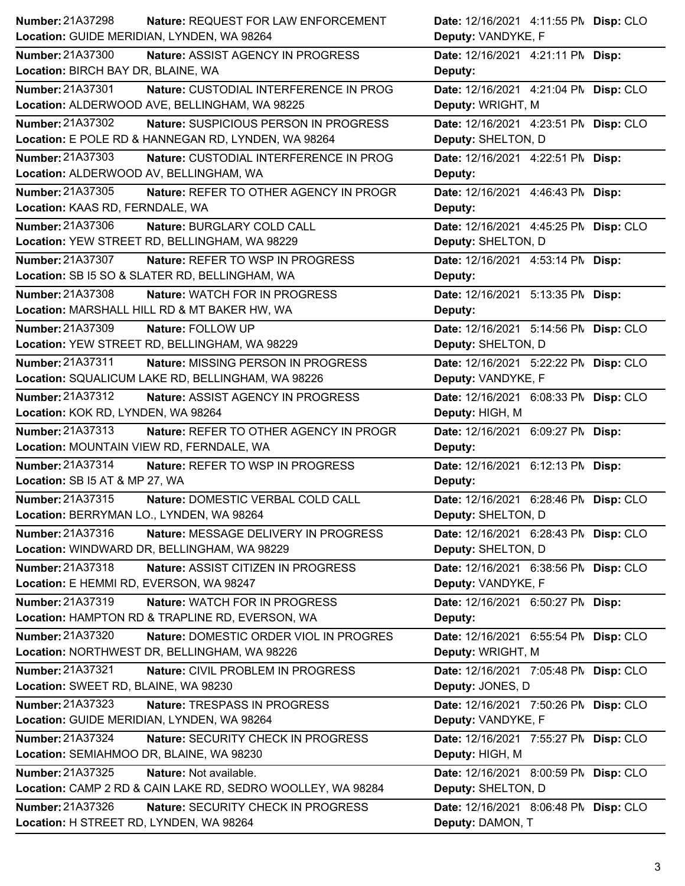**Number:** 21A37298 **Nature:** REQUEST FOR LAW ENFORCEMENT **Date:** 12/16/2021 4:11:55 PM **Disp:** CLO
**Location:** GUIDE MERIDIAN, LYNDEN, WA 98264 **Deputy:** VANDYKE, F

**Number:** 21A37300 **Nature:** ASSIST AGENCY IN PROGRESS **Date:** 12/16/2021 4:21:11 PM **Disp:**
**Location:** BIRCH BAY DR, BLAINE, WA **Deputy:**

**Number:** 21A37301 **Nature:** CUSTODIAL INTERFERENCE IN PROG **Date:** 12/16/2021 4:21:04 PM **Disp:** CLO
**Location:** ALDERWOOD AVE, BELLINGHAM, WA 98225 **Deputy:** WRIGHT, M

**Number:** 21A37302 **Nature:** SUSPICIOUS PERSON IN PROGRESS **Date:** 12/16/2021 4:23:51 PM **Disp:** CLO
**Location:** E POLE RD & HANNEGAN RD, LYNDEN, WA 98264 **Deputy:** SHELTON, D

**Number:** 21A37303 **Nature:** CUSTODIAL INTERFERENCE IN PROG **Date:** 12/16/2021 4:22:51 PM **Disp:**
**Location:** ALDERWOOD AV, BELLINGHAM, WA **Deputy:**

**Number:** 21A37305 **Nature:** REFER TO OTHER AGENCY IN PROGR **Date:** 12/16/2021 4:46:43 PM **Disp:**
**Location:** KAAS RD, FERNDALE, WA **Deputy:**

**Number:** 21A37306 **Nature:** BURGLARY COLD CALL **Date:** 12/16/2021 4:45:25 PM **Disp:** CLO
**Location:** YEW STREET RD, BELLINGHAM, WA 98229 **Deputy:** SHELTON, D

**Number:** 21A37307 **Nature:** REFER TO WSP IN PROGRESS **Date:** 12/16/2021 4:53:14 PM **Disp:**
**Location:** SB I5 SO & SLATER RD, BELLINGHAM, WA **Deputy:**

**Number:** 21A37308 **Nature:** WATCH FOR IN PROGRESS **Date:** 12/16/2021 5:13:35 PM **Disp:**
**Location:** MARSHALL HILL RD & MT BAKER HW, WA **Deputy:**

**Number:** 21A37309 **Nature:** FOLLOW UP **Date:** 12/16/2021 5:14:56 PM **Disp:** CLO
**Location:** YEW STREET RD, BELLINGHAM, WA 98229 **Deputy:** SHELTON, D

**Number:** 21A37311 **Nature:** MISSING PERSON IN PROGRESS **Date:** 12/16/2021 5:22:22 PM **Disp:** CLO
**Location:** SQUALICUM LAKE RD, BELLINGHAM, WA 98226 **Deputy:** VANDYKE, F

**Number:** 21A37312 **Nature:** ASSIST AGENCY IN PROGRESS **Date:** 12/16/2021 6:08:33 PM **Disp:** CLO
**Location:** KOK RD, LYNDEN, WA 98264 **Deputy:** HIGH, M

**Number:** 21A37313 **Nature:** REFER TO OTHER AGENCY IN PROGR **Date:** 12/16/2021 6:09:27 PM **Disp:**
**Location:** MOUNTAIN VIEW RD, FERNDALE, WA **Deputy:**

**Number:** 21A37314 **Nature:** REFER TO WSP IN PROGRESS **Date:** 12/16/2021 6:12:13 PM **Disp:**
**Location:** SB I5 AT & MP 27, WA **Deputy:**

**Number:** 21A37315 **Nature:** DOMESTIC VERBAL COLD CALL **Date:** 12/16/2021 6:28:46 PM **Disp:** CLO
**Location:** BERRYMAN LO., LYNDEN, WA 98264 **Deputy:** SHELTON, D

**Number:** 21A37316 **Nature:** MESSAGE DELIVERY IN PROGRESS **Date:** 12/16/2021 6:28:43 PM **Disp:** CLO
**Location:** WINDWARD DR, BELLINGHAM, WA 98229 **Deputy:** SHELTON, D

**Number:** 21A37318 **Nature:** ASSIST CITIZEN IN PROGRESS **Date:** 12/16/2021 6:38:56 PM **Disp:** CLO
**Location:** E HEMMI RD, EVERSON, WA 98247 **Deputy:** VANDYKE, F

**Number:** 21A37319 **Nature:** WATCH FOR IN PROGRESS **Date:** 12/16/2021 6:50:27 PM **Disp:**
**Location:** HAMPTON RD & TRAPLINE RD, EVERSON, WA **Deputy:**

**Number:** 21A37320 **Nature:** DOMESTIC ORDER VIOL IN PROGRES **Date:** 12/16/2021 6:55:54 PM **Disp:** CLO
**Location:** NORTHWEST DR, BELLINGHAM, WA 98226 **Deputy:** WRIGHT, M

**Number:** 21A37321 **Nature:** CIVIL PROBLEM IN PROGRESS **Date:** 12/16/2021 7:05:48 PM **Disp:** CLO
**Location:** SWEET RD, BLAINE, WA 98230 **Deputy:** JONES, D

**Number:** 21A37323 **Nature:** TRESPASS IN PROGRESS **Date:** 12/16/2021 7:50:26 PM **Disp:** CLO
**Location:** GUIDE MERIDIAN, LYNDEN, WA 98264 **Deputy:** VANDYKE, F

**Number:** 21A37324 **Nature:** SECURITY CHECK IN PROGRESS **Date:** 12/16/2021 7:55:27 PM **Disp:** CLO
**Location:** SEMIAHMOO DR, BLAINE, WA 98230 **Deputy:** HIGH, M

**Number:** 21A37325 **Nature:** Not available. **Date:** 12/16/2021 8:00:59 PM **Disp:** CLO
**Location:** CAMP 2 RD & CAIN LAKE RD, SEDRO WOOLLEY, WA 98284 **Deputy:** SHELTON, D

**Number:** 21A37326 **Nature:** SECURITY CHECK IN PROGRESS **Date:** 12/16/2021 8:06:48 PM **Disp:** CLO
**Location:** H STREET RD, LYNDEN, WA 98264 **Deputy:** DAMON, T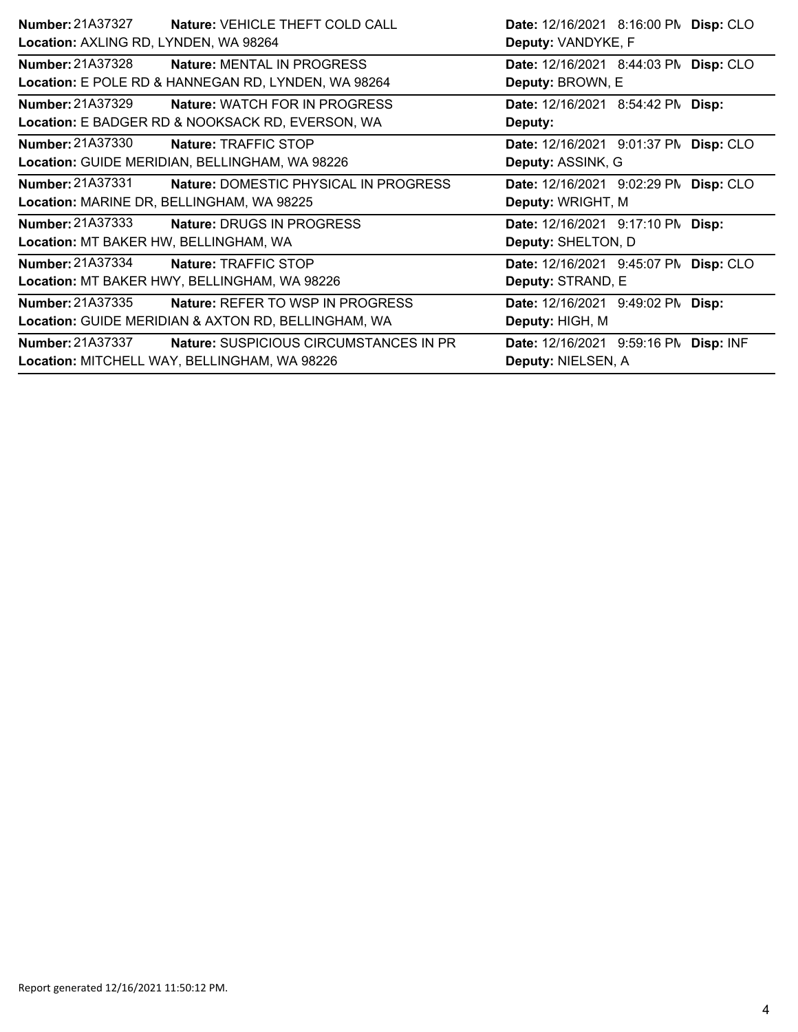**Number:** 21A37327 **Nature:** VEHICLE THEFT COLD CALL **Date:** 12/16/2021 8:16:00 PM **Disp:** CLO
**Location:** AXLING RD, LYNDEN, WA 98264 **Deputy:** VANDYKE, F

**Number:** 21A37328 **Nature:** MENTAL IN PROGRESS **Date:** 12/16/2021 8:44:03 PM **Disp:** CLO
**Location:** E POLE RD & HANNEGAN RD, LYNDEN, WA 98264 **Deputy:** BROWN, E

**Number:** 21A37329 **Nature:** WATCH FOR IN PROGRESS **Date:** 12/16/2021 8:54:42 PM **Disp:**
**Location:** E BADGER RD & NOOKSACK RD, EVERSON, WA **Deputy:**

**Number:** 21A37330 **Nature:** TRAFFIC STOP **Date:** 12/16/2021 9:01:37 PM **Disp:** CLO
**Location:** GUIDE MERIDIAN, BELLINGHAM, WA 98226 **Deputy:** ASSINK, G

**Number:** 21A37331 **Nature:** DOMESTIC PHYSICAL IN PROGRESS **Date:** 12/16/2021 9:02:29 PM **Disp:** CLO
**Location:** MARINE DR, BELLINGHAM, WA 98225 **Deputy:** WRIGHT, M

**Number:** 21A37333 **Nature:** DRUGS IN PROGRESS **Date:** 12/16/2021 9:17:10 PM **Disp:**
**Location:** MT BAKER HW, BELLINGHAM, WA **Deputy:** SHELTON, D

**Number:** 21A37334 **Nature:** TRAFFIC STOP **Date:** 12/16/2021 9:45:07 PM **Disp:** CLO
**Location:** MT BAKER HWY, BELLINGHAM, WA 98226 **Deputy:** STRAND, E

**Number:** 21A37335 **Nature:** REFER TO WSP IN PROGRESS **Date:** 12/16/2021 9:49:02 PM **Disp:**
**Location:** GUIDE MERIDIAN & AXTON RD, BELLINGHAM, WA **Deputy:** HIGH, M

**Number:** 21A37337 **Nature:** SUSPICIOUS CIRCUMSTANCES IN PR **Date:** 12/16/2021 9:59:16 PM **Disp:** INF
**Location:** MITCHELL WAY, BELLINGHAM, WA 98226 **Deputy:** NIELSEN, A

Report generated 12/16/2021 11:50:12 PM.